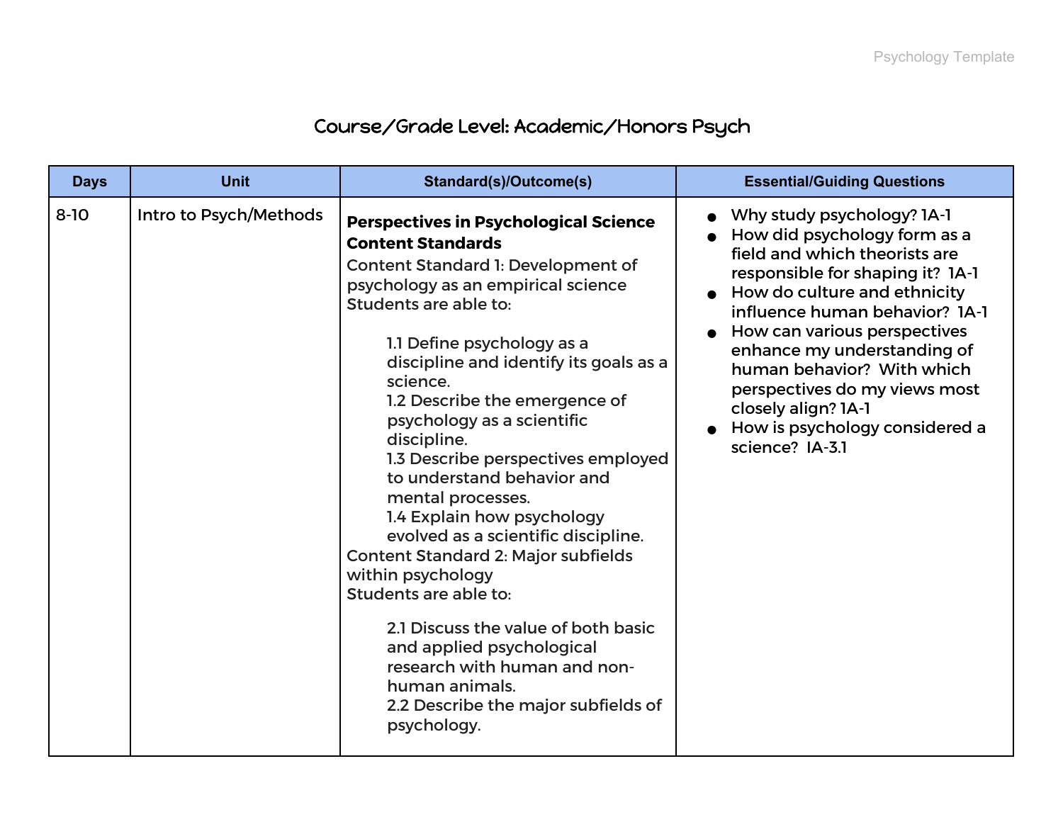# Course/Grade Level: Academic/Honors Psych

| Days | Unit | Standard(s)/Outcome(s) | Essential/Guiding Questions |
|---|---|---|---|
| 8-10 | Intro to Psych/Methods | **Perspectives in Psychological Science Content Standards**<br>Content Standard 1: Development of psychology as an empirical science<br>Students are able to:<br>1.1 Define psychology as a discipline and identify its goals as a science.<br>1.2 Describe the emergence of psychology as a scientific discipline.<br>1.3 Describe perspectives employed to understand behavior and mental processes.<br>1.4 Explain how psychology evolved as a scientific discipline.<br>Content Standard 2: Major subfields within psychology<br>Students are able to:<br>2.1 Discuss the value of both basic and applied psychological research with human and non-human animals.<br>2.2 Describe the major subfields of psychology. | • Why study psychology? 1A-1<br>• How did psychology form as a field and which theorists are responsible for shaping it? 1A-1<br>• How do culture and ethnicity influence human behavior? 1A-1<br>• How can various perspectives enhance my understanding of human behavior? With which perspectives do my views most closely align? 1A-1<br>• How is psychology considered a science? IA-3.1 |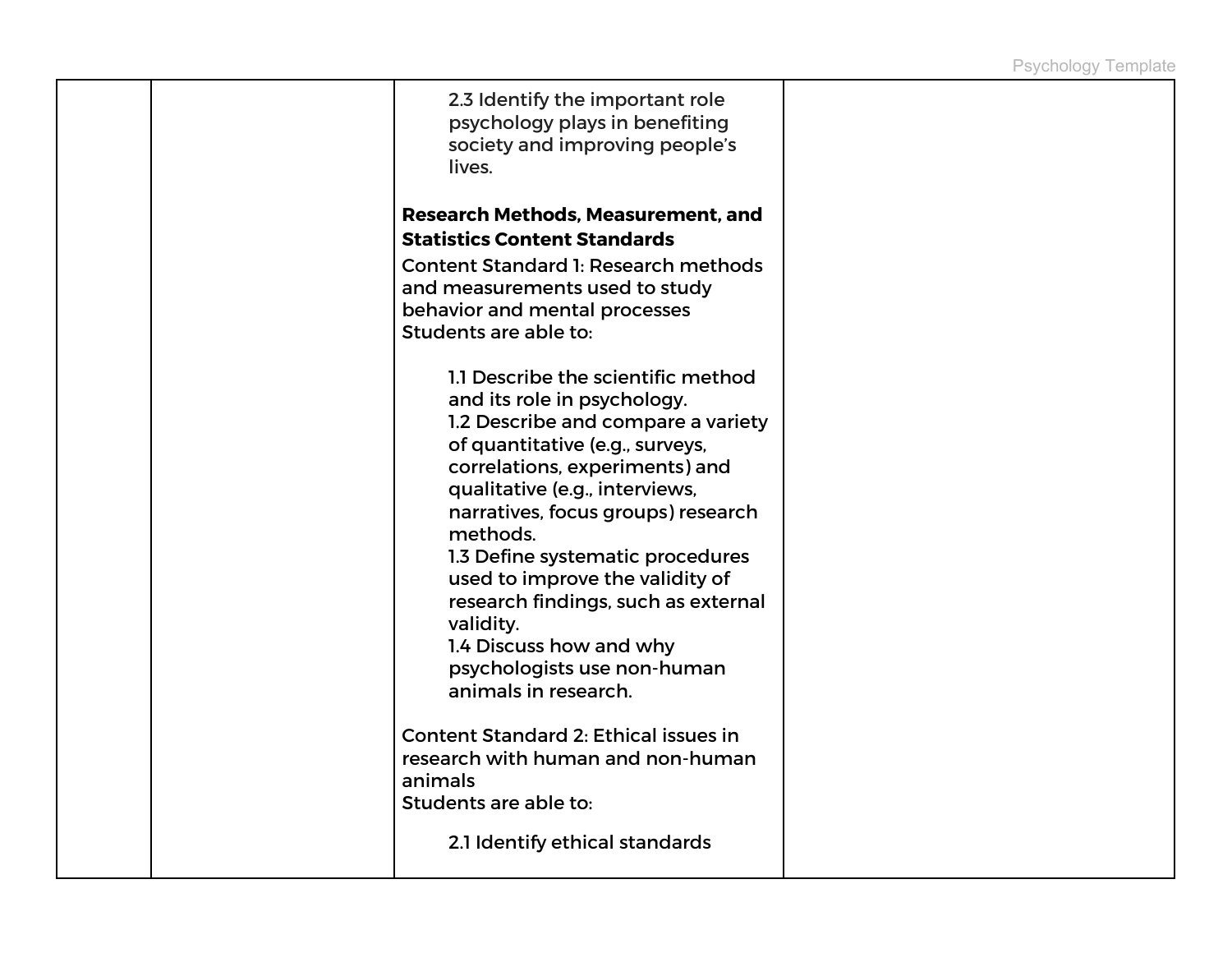| | | | |
|---|---|---|---|
| | | 2.3 Identify the important role psychology plays in benefiting society and improving people's lives.<br><br>**Research Methods, Measurement, and Statistics Content Standards**<br>Content Standard 1: Research methods and measurements used to study behavior and mental processes<br>Students are able to:<br><br>1.1 Describe the scientific method and its role in psychology.<br>1.2 Describe and compare a variety of quantitative (e.g., surveys, correlations, experiments) and qualitative (e.g., interviews, narratives, focus groups) research methods.<br>1.3 Define systematic procedures used to improve the validity of research findings, such as external validity.<br>1.4 Discuss how and why psychologists use non-human animals in research.<br><br>Content Standard 2: Ethical issues in research with human and non-human animals<br>Students are able to:<br><br>2.1 Identify ethical standards | |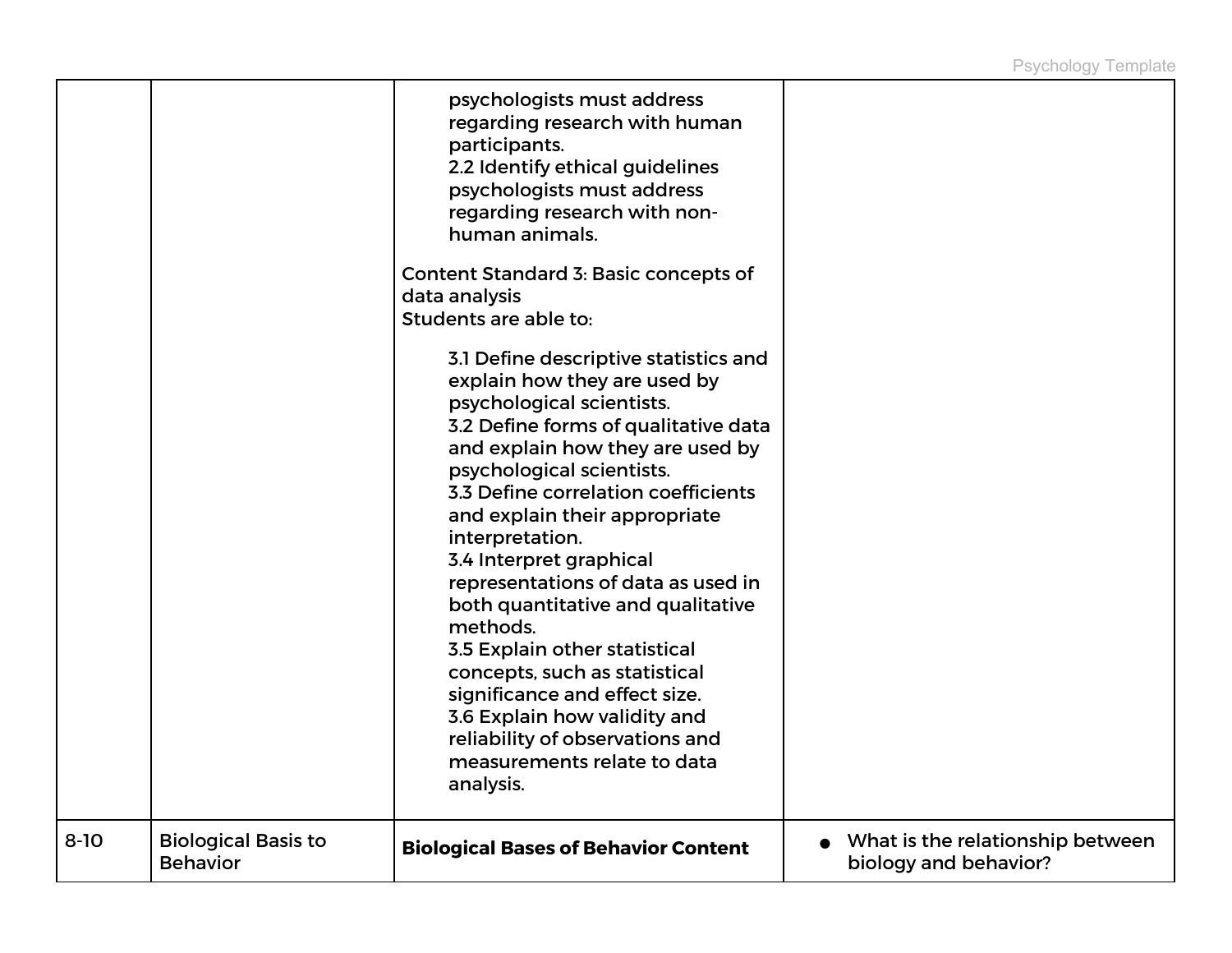| | | | |
|---|---|---|---|
| | | psychologists must address regarding research with human participants.<br>2.2 Identify ethical guidelines psychologists must address regarding research with non-human animals.<br><br>Content Standard 3: Basic concepts of data analysis<br>Students are able to:<br><br>3.1 Define descriptive statistics and explain how they are used by psychological scientists.<br>3.2 Define forms of qualitative data and explain how they are used by psychological scientists.<br>3.3 Define correlation coefficients and explain their appropriate interpretation.<br>3.4 Interpret graphical representations of data as used in both quantitative and qualitative methods.<br>3.5 Explain other statistical concepts, such as statistical significance and effect size.<br>3.6 Explain how validity and reliability of observations and measurements relate to data analysis. | |
| 8-10 | Biological Basis to Behavior | **Biological Bases of Behavior Content** | • What is the relationship between biology and behavior? |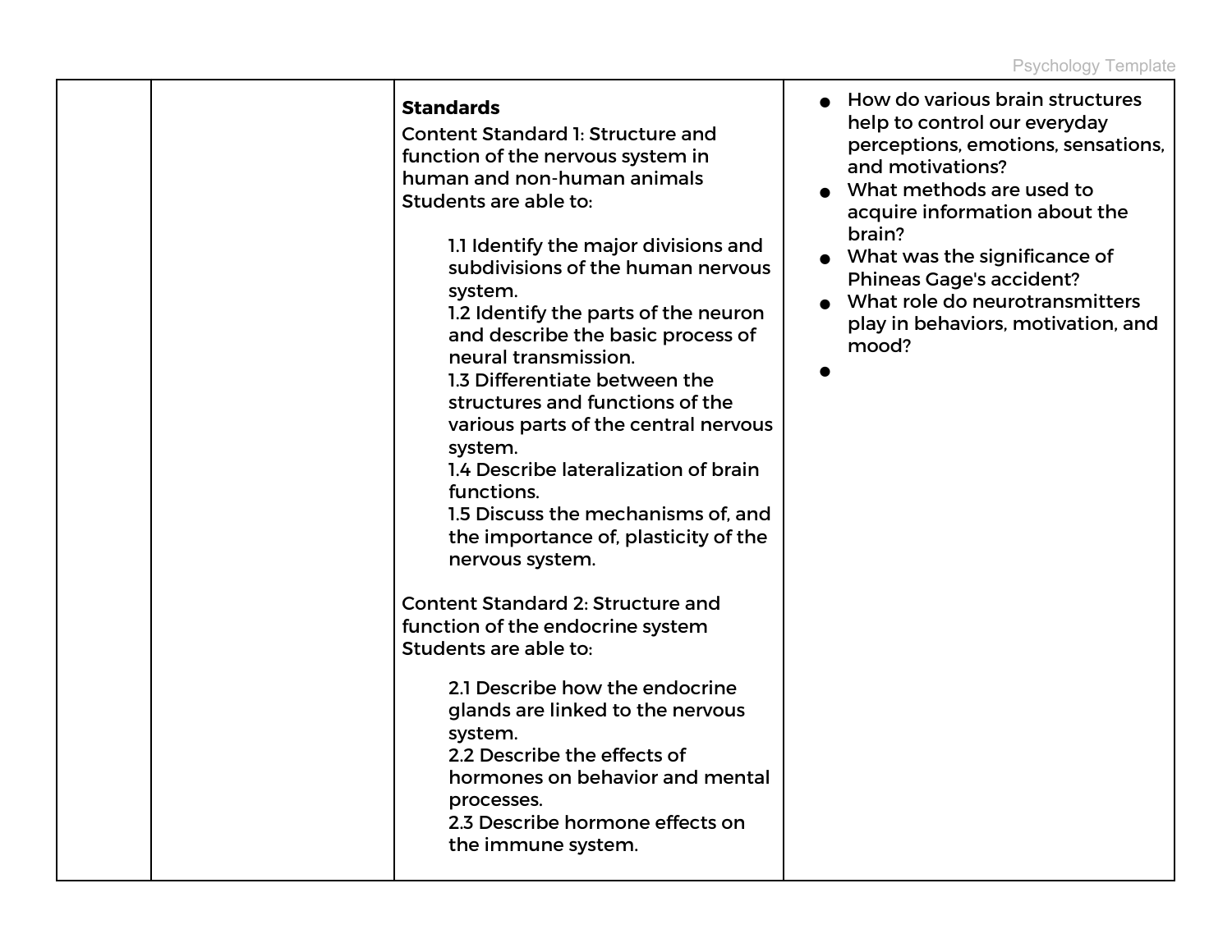|  |  | **Standards**<br>Content Standard 1: Structure and function of the nervous system in human and non-human animals<br>Students are able to:<br><br>1.1 Identify the major divisions and subdivisions of the human nervous system.<br>1.2 Identify the parts of the neuron and describe the basic process of neural transmission.<br>1.3 Differentiate between the structures and functions of the various parts of the central nervous system.<br>1.4 Describe lateralization of brain functions.<br>1.5 Discuss the mechanisms of, and the importance of, plasticity of the nervous system.<br><br>Content Standard 2: Structure and function of the endocrine system<br>Students are able to:<br><br>2.1 Describe how the endocrine glands are linked to the nervous system.<br>2.2 Describe the effects of hormones on behavior and mental processes.<br>2.3 Describe hormone effects on the immune system. | • How do various brain structures help to control our everyday perceptions, emotions, sensations, and motivations?<br>• What methods are used to acquire information about the brain?<br>• What was the significance of Phineas Gage's accident?<br>• What role do neurotransmitters play in behaviors, motivation, and mood?<br>• |
|---|---|---|---|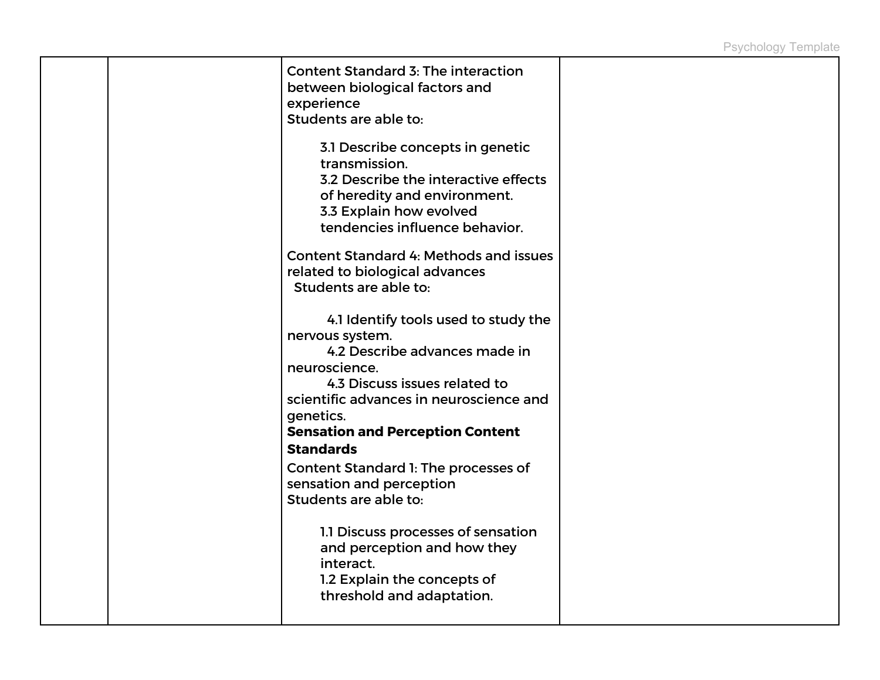| | | | |
|---|---|---|---|
| | | Content Standard 3: The interaction between biological factors and experience<br>Students are able to:<br><br>3.1 Describe concepts in genetic transmission.<br>3.2 Describe the interactive effects of heredity and environment.<br>3.3 Explain how evolved tendencies influence behavior.<br><br>Content Standard 4: Methods and issues related to biological advances<br>Students are able to:<br><br>4.1 Identify tools used to study the nervous system.<br>4.2 Describe advances made in neuroscience.<br>4.3 Discuss issues related to scientific advances in neuroscience and genetics.<br>**Sensation and Perception Content Standards**<br>Content Standard 1: The processes of sensation and perception<br>Students are able to:<br><br>1.1 Discuss processes of sensation and perception and how they interact.<br>1.2 Explain the concepts of threshold and adaptation. | |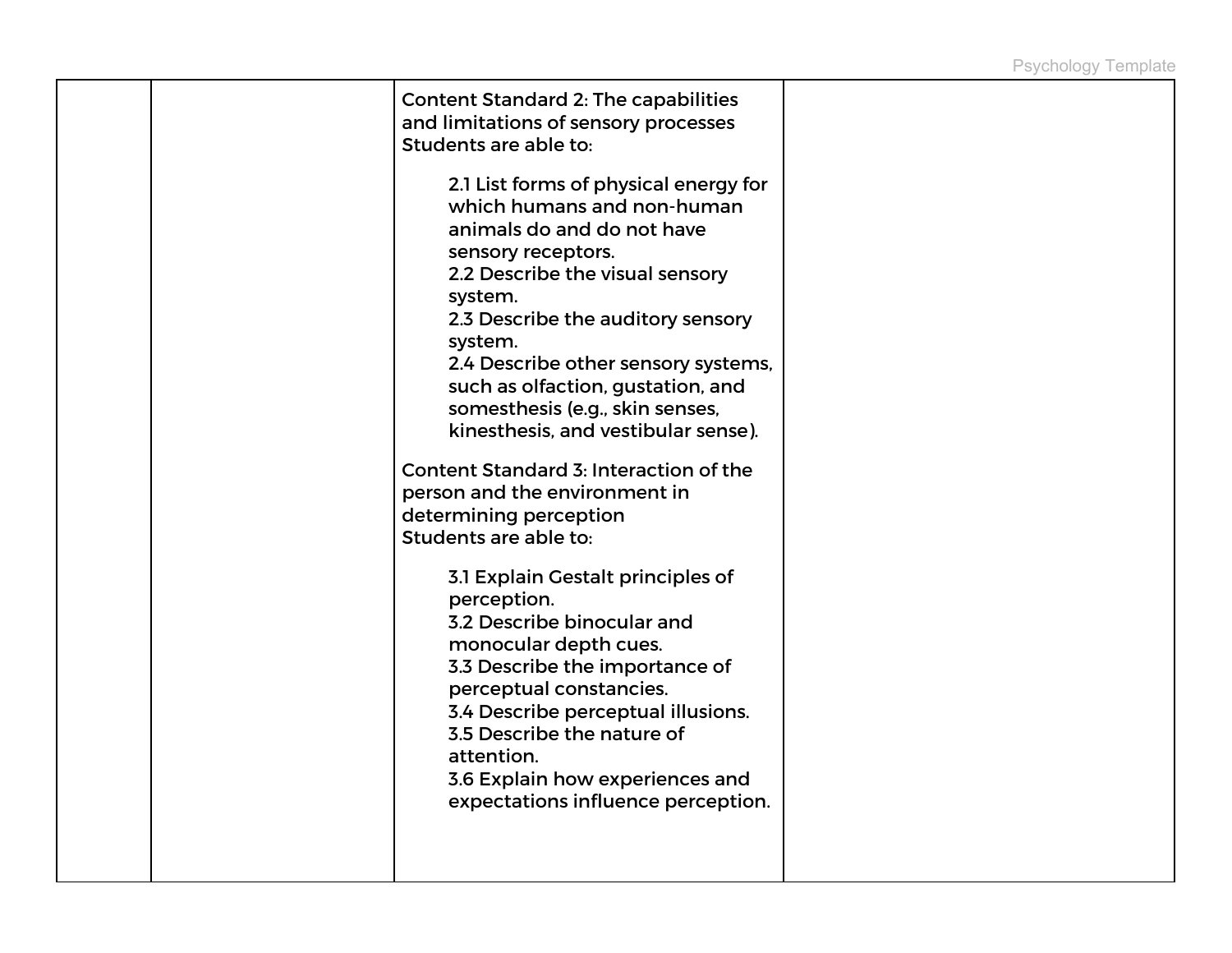| | | | |
|---|---|---|---|
| | | Content Standard 2: The capabilities and limitations of sensory processes<br>Students are able to:<br><br>2.1 List forms of physical energy for which humans and non-human animals do and do not have sensory receptors.<br>2.2 Describe the visual sensory system.<br>2.3 Describe the auditory sensory system.<br>2.4 Describe other sensory systems, such as olfaction, gustation, and somesthesis (e.g., skin senses, kinesthesis, and vestibular sense).<br><br>Content Standard 3: Interaction of the person and the environment in determining perception<br>Students are able to:<br><br>3.1 Explain Gestalt principles of perception.<br>3.2 Describe binocular and monocular depth cues.<br>3.3 Describe the importance of perceptual constancies.<br>3.4 Describe perceptual illusions.<br>3.5 Describe the nature of attention.<br>3.6 Explain how experiences and expectations influence perception. | |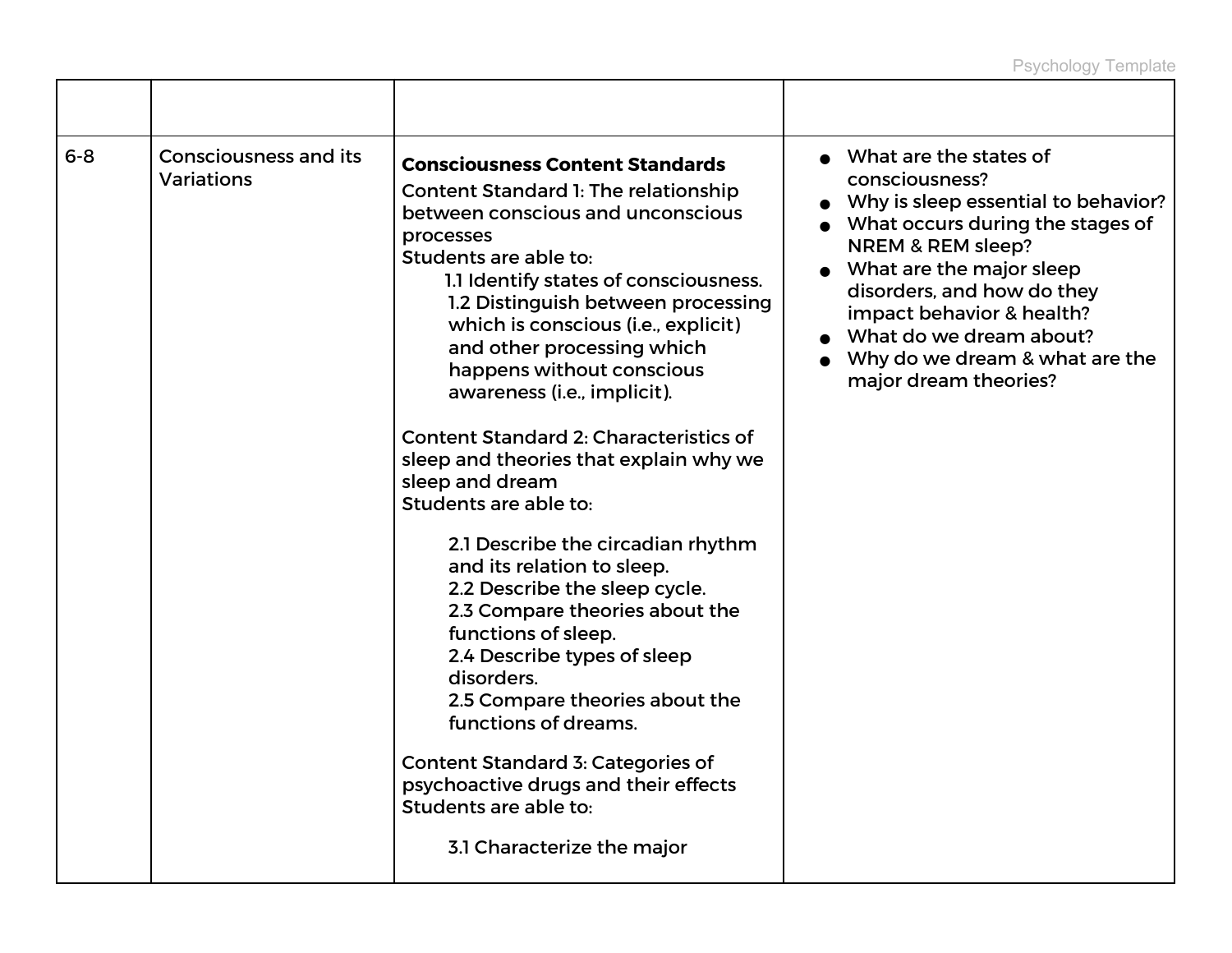| | | | |
|---|---|---|---|
| 6-8 | Consciousness and its Variations | **Consciousness Content Standards**<br>Content Standard 1: The relationship between conscious and unconscious processes<br>Students are able to:<br>1.1 Identify states of consciousness.<br>1.2 Distinguish between processing which is conscious (i.e., explicit) and other processing which happens without conscious awareness (i.e., implicit).<br><br>Content Standard 2: Characteristics of sleep and theories that explain why we sleep and dream<br>Students are able to:<br>2.1 Describe the circadian rhythm and its relation to sleep.<br>2.2 Describe the sleep cycle.<br>2.3 Compare theories about the functions of sleep.<br>2.4 Describe types of sleep disorders.<br>2.5 Compare theories about the functions of dreams.<br><br>Content Standard 3: Categories of psychoactive drugs and their effects<br>Students are able to:<br>3.1 Characterize the major | • What are the states of consciousness?<br>• Why is sleep essential to behavior?<br>• What occurs during the stages of NREM & REM sleep?<br>• What are the major sleep disorders, and how do they impact behavior & health?<br>• What do we dream about?<br>• Why do we dream & what are the major dream theories? |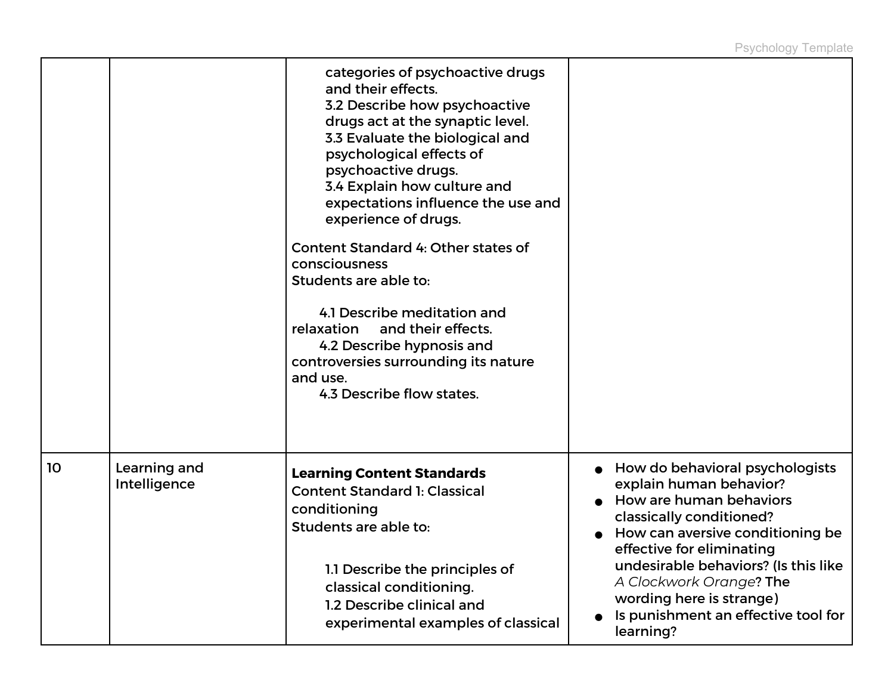| | | | |
|---|---|---|---|
| | | categories of psychoactive drugs and their effects.<br>3.2 Describe how psychoactive drugs act at the synaptic level.<br>3.3 Evaluate the biological and psychological effects of psychoactive drugs.<br>3.4 Explain how culture and expectations influence the use and experience of drugs.<br><br>Content Standard 4: Other states of consciousness<br>Students are able to:<br><br>4.1 Describe meditation and relaxation and their effects.<br>4.2 Describe hypnosis and controversies surrounding its nature and use.<br>4.3 Describe flow states. | |
| 10 | Learning and Intelligence | **Learning Content Standards**<br>Content Standard 1: Classical conditioning<br>Students are able to:<br><br>1.1 Describe the principles of classical conditioning.<br>1.2 Describe clinical and experimental examples of classical | • How do behavioral psychologists explain human behavior?<br>• How are human behaviors classically conditioned?<br>• How can aversive conditioning be effective for eliminating undesirable behaviors? (Is this like *A Clockwork Orange*? The wording here is strange)<br>• Is punishment an effective tool for learning? |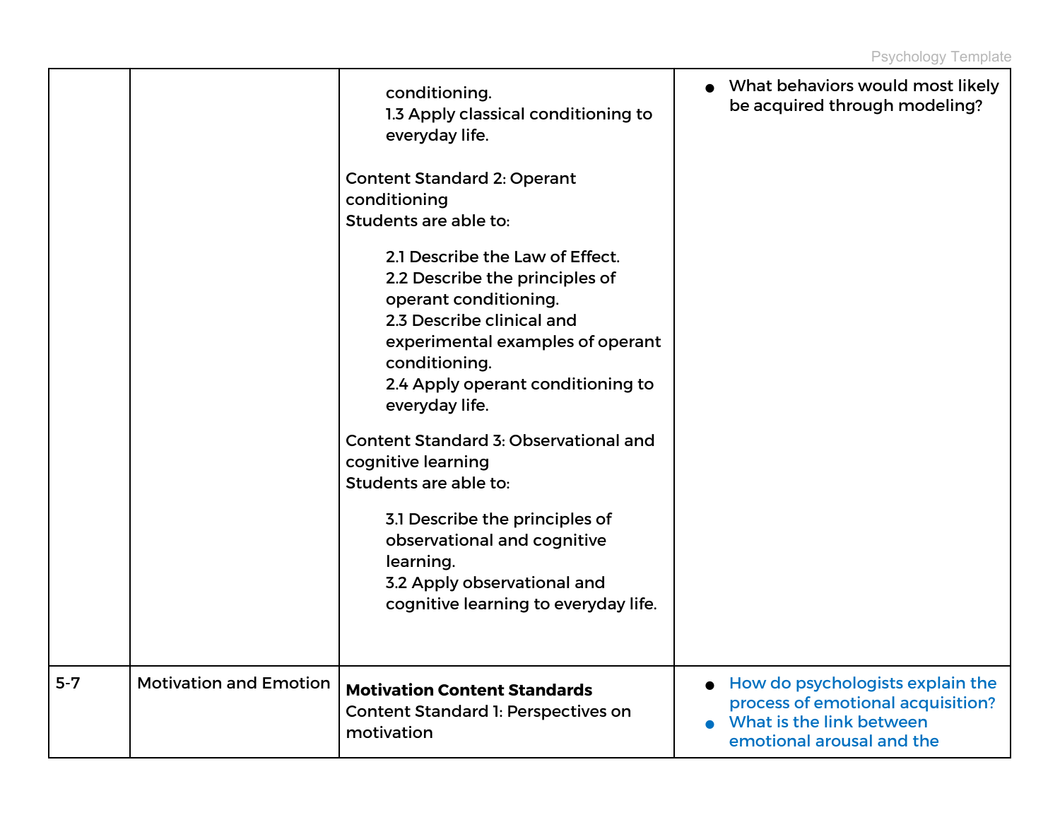| | | | |
|---|---|---|---|
| | | conditioning.<br>1.3 Apply classical conditioning to everyday life.<br><br>Content Standard 2: Operant conditioning<br>Students are able to:<br><br>2.1 Describe the Law of Effect.<br>2.2 Describe the principles of operant conditioning.<br>2.3 Describe clinical and experimental examples of operant conditioning.<br>2.4 Apply operant conditioning to everyday life.<br><br>Content Standard 3: Observational and cognitive learning<br>Students are able to:<br><br>3.1 Describe the principles of observational and cognitive learning.<br>3.2 Apply observational and cognitive learning to everyday life. | • What behaviors would most likely be acquired through modeling? |
| 5-7 | Motivation and Emotion | **Motivation Content Standards**<br>Content Standard 1: Perspectives on motivation | • How do psychologists explain the process of emotional acquisition?<br>• What is the link between emotional arousal and the |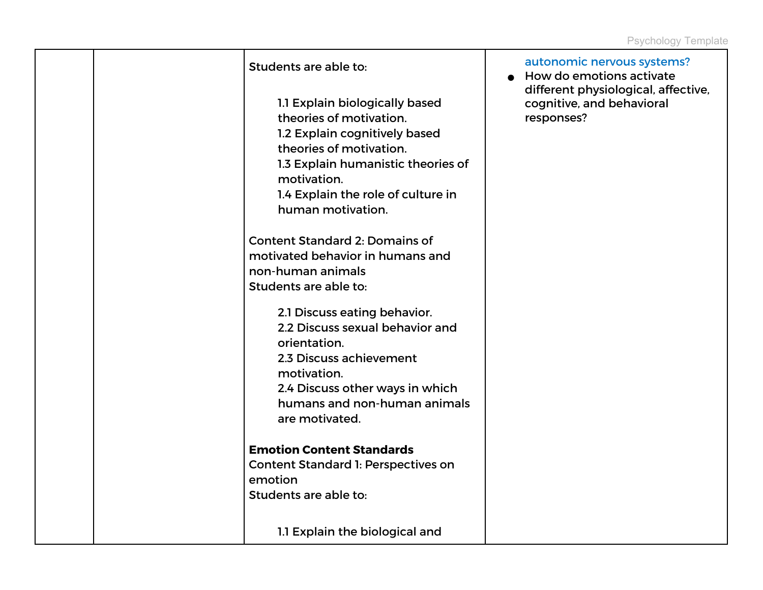| | | | |
|---|---|---|---|
| | | Students are able to:<br><br>1.1 Explain biologically based theories of motivation.<br>1.2 Explain cognitively based theories of motivation.<br>1.3 Explain humanistic theories of motivation.<br>1.4 Explain the role of culture in human motivation.<br><br>Content Standard 2: Domains of motivated behavior in humans and non-human animals<br>Students are able to:<br><br>2.1 Discuss eating behavior.<br>2.2 Discuss sexual behavior and orientation.<br>2.3 Discuss achievement motivation.<br>2.4 Discuss other ways in which humans and non-human animals are motivated.<br><br>**Emotion Content Standards**<br>Content Standard 1: Perspectives on emotion<br>Students are able to:<br><br>1.1 Explain the biological and | autonomic nervous systems?<br>● How do emotions activate different physiological, affective, cognitive, and behavioral responses? |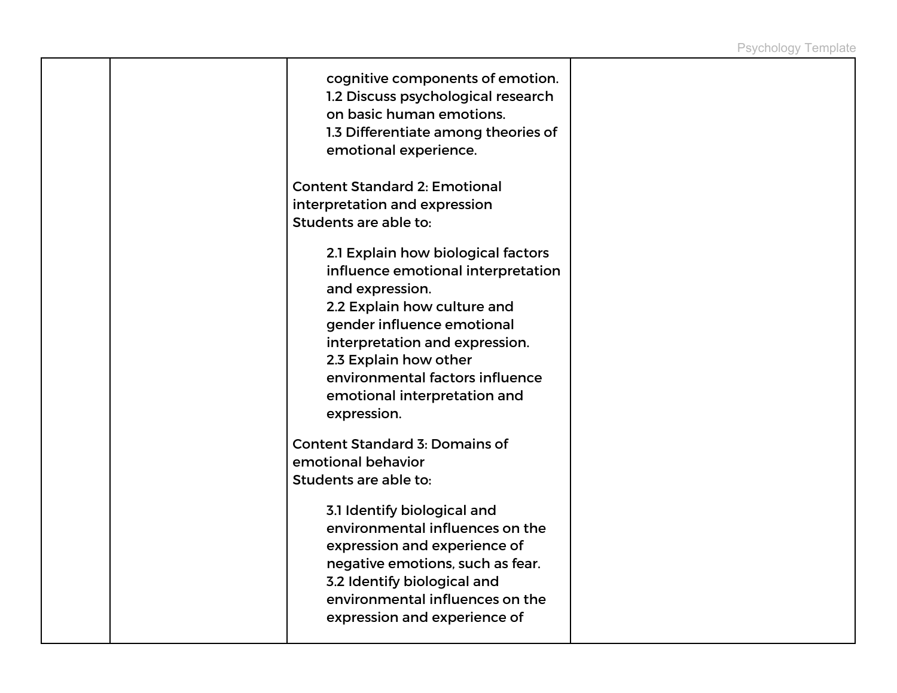| | | | |
|---|---|---|---|
| | | cognitive components of emotion.<br>1.2 Discuss psychological research on basic human emotions.<br>1.3 Differentiate among theories of emotional experience.<br><br>Content Standard 2: Emotional interpretation and expression<br>Students are able to:<br><br>2.1 Explain how biological factors influence emotional interpretation and expression.<br>2.2 Explain how culture and gender influence emotional interpretation and expression.<br>2.3 Explain how other environmental factors influence emotional interpretation and expression.<br><br>Content Standard 3: Domains of emotional behavior<br>Students are able to:<br><br>3.1 Identify biological and environmental influences on the expression and experience of negative emotions, such as fear.<br>3.2 Identify biological and environmental influences on the expression and experience of | |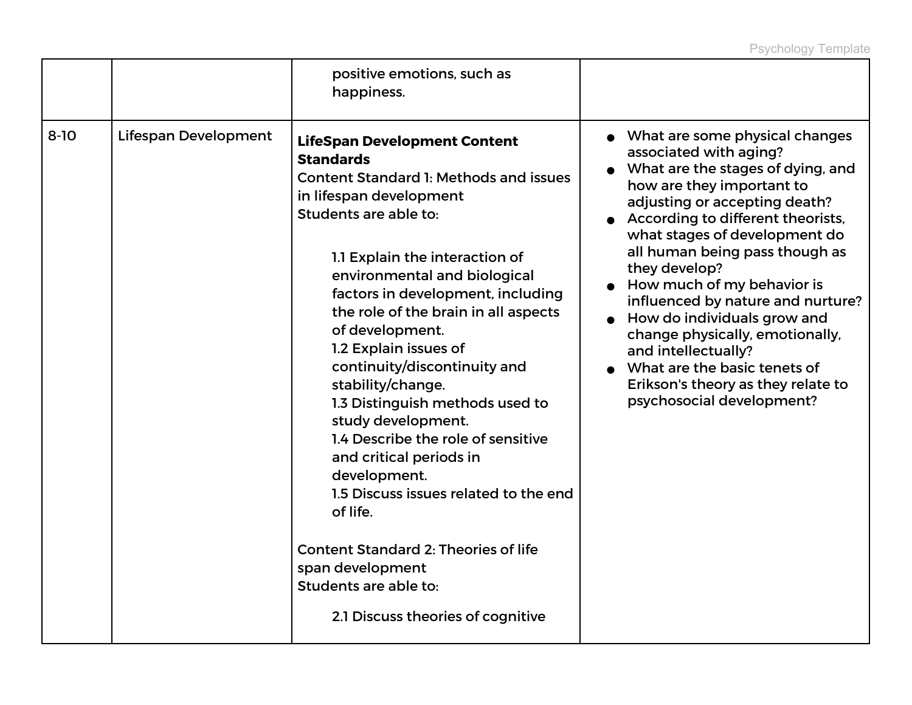| | | | |
|---|---|---|---|
| | | positive emotions, such as happiness. | |
| 8-10 | Lifespan Development | **LifeSpan Development Content Standards**<br>Content Standard 1: Methods and issues in lifespan development<br>Students are able to:<br><br>1.1 Explain the interaction of environmental and biological factors in development, including the role of the brain in all aspects of development.<br>1.2 Explain issues of continuity/discontinuity and stability/change.<br>1.3 Distinguish methods used to study development.<br>1.4 Describe the role of sensitive and critical periods in development.<br>1.5 Discuss issues related to the end of life.<br><br>Content Standard 2: Theories of life span development<br>Students are able to:<br><br>2.1 Discuss theories of cognitive | • What are some physical changes associated with aging?<br>• What are the stages of dying, and how are they important to adjusting or accepting death?<br>• According to different theorists, what stages of development do all human being pass though as they develop?<br>• How much of my behavior is influenced by nature and nurture?<br>• How do individuals grow and change physically, emotionally, and intellectually?<br>• What are the basic tenets of Erikson's theory as they relate to psychosocial development? |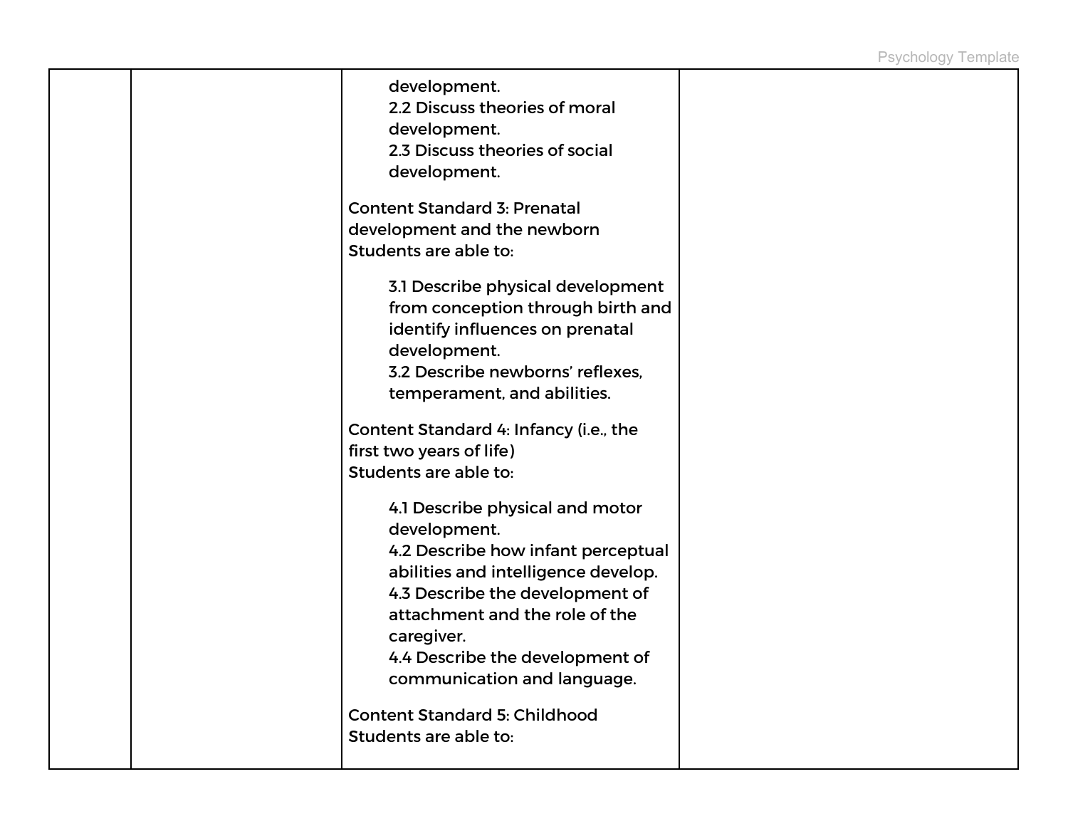| | | | |
|---|---|---|---|
| | | development.<br>2.2 Discuss theories of moral development.<br>2.3 Discuss theories of social development.<br><br>Content Standard 3: Prenatal development and the newborn<br>Students are able to:<br><br>3.1 Describe physical development from conception through birth and identify influences on prenatal development.<br>3.2 Describe newborns' reflexes, temperament, and abilities.<br><br>Content Standard 4: Infancy (i.e., the first two years of life)<br>Students are able to:<br><br>4.1 Describe physical and motor development.<br>4.2 Describe how infant perceptual abilities and intelligence develop.<br>4.3 Describe the development of attachment and the role of the caregiver.<br>4.4 Describe the development of communication and language.<br><br>Content Standard 5: Childhood<br>Students are able to: | |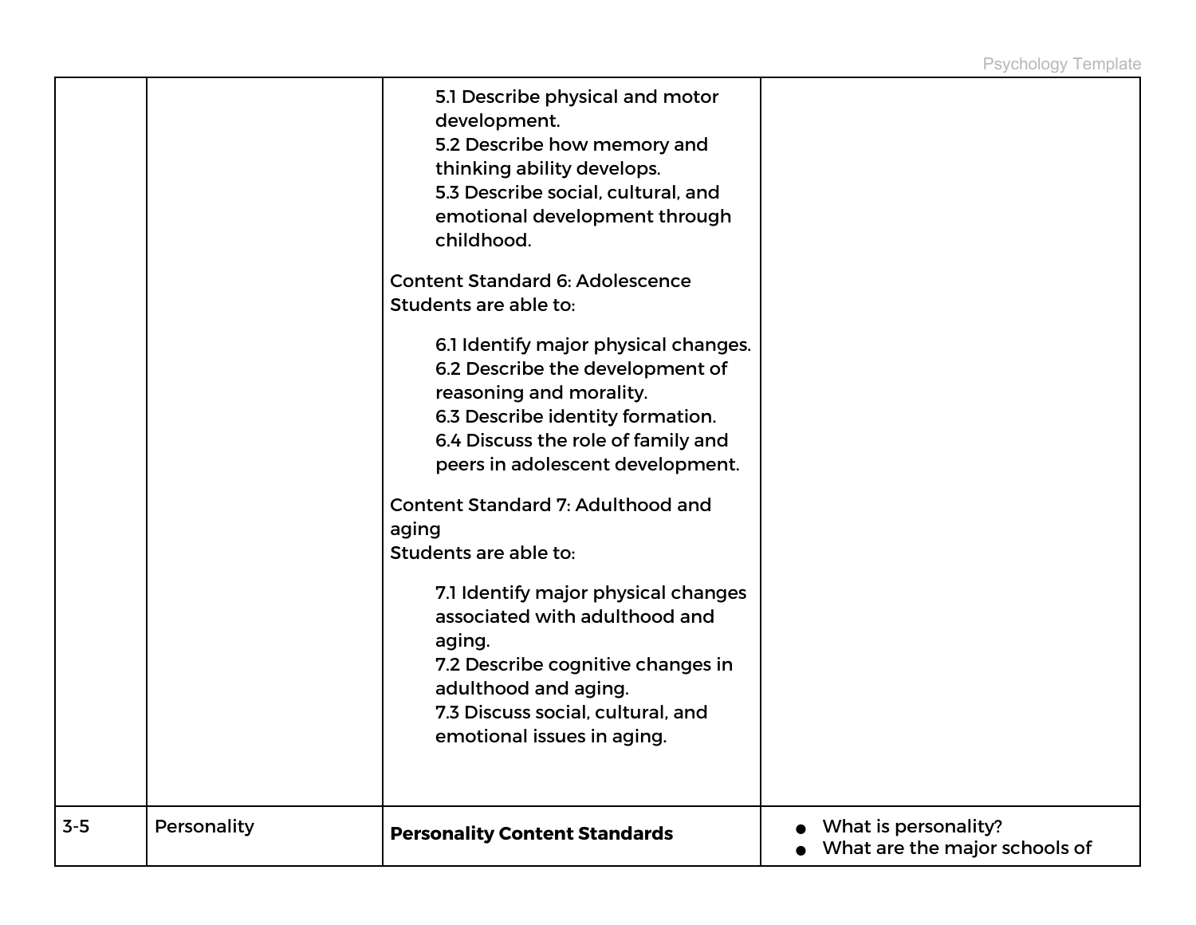| | | | |
|---|---|---|---|
| | | 5.1 Describe physical and motor development.<br>5.2 Describe how memory and thinking ability develops.<br>5.3 Describe social, cultural, and emotional development through childhood.<br><br>Content Standard 6: Adolescence<br>Students are able to:<br><br>6.1 Identify major physical changes.<br>6.2 Describe the development of reasoning and morality.<br>6.3 Describe identity formation.<br>6.4 Discuss the role of family and peers in adolescent development.<br><br>Content Standard 7: Adulthood and aging<br>Students are able to:<br><br>7.1 Identify major physical changes associated with adulthood and aging.<br>7.2 Describe cognitive changes in adulthood and aging.<br>7.3 Discuss social, cultural, and emotional issues in aging. | |
| 3-5 | Personality | **Personality Content Standards** | • What is personality?<br>• What are the major schools of |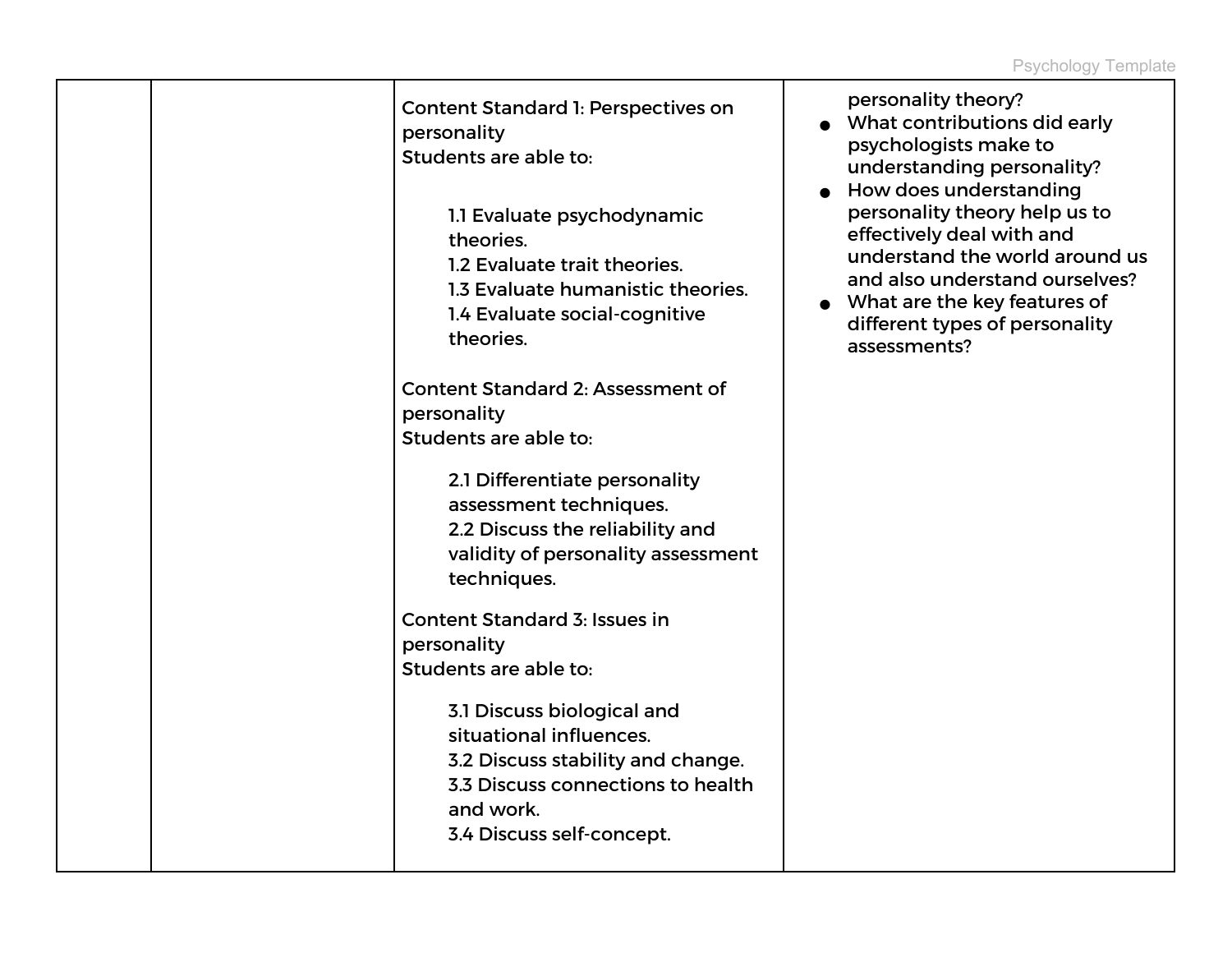| | | | |
|---|---|---|---|
| | | Content Standard 1: Perspectives on personality<br>Students are able to:<br><br>1.1 Evaluate psychodynamic theories.<br>1.2 Evaluate trait theories.<br>1.3 Evaluate humanistic theories.<br>1.4 Evaluate social-cognitive theories.<br><br>Content Standard 2: Assessment of personality<br>Students are able to:<br><br>2.1 Differentiate personality assessment techniques.<br>2.2 Discuss the reliability and validity of personality assessment techniques.<br><br>Content Standard 3: Issues in personality<br>Students are able to:<br><br>3.1 Discuss biological and situational influences.<br>3.2 Discuss stability and change.<br>3.3 Discuss connections to health and work.<br>3.4 Discuss self-concept. | personality theory?<br>● What contributions did early psychologists make to understanding personality?<br>● How does understanding personality theory help us to effectively deal with and understand the world around us and also understand ourselves?<br>● What are the key features of different types of personality assessments? |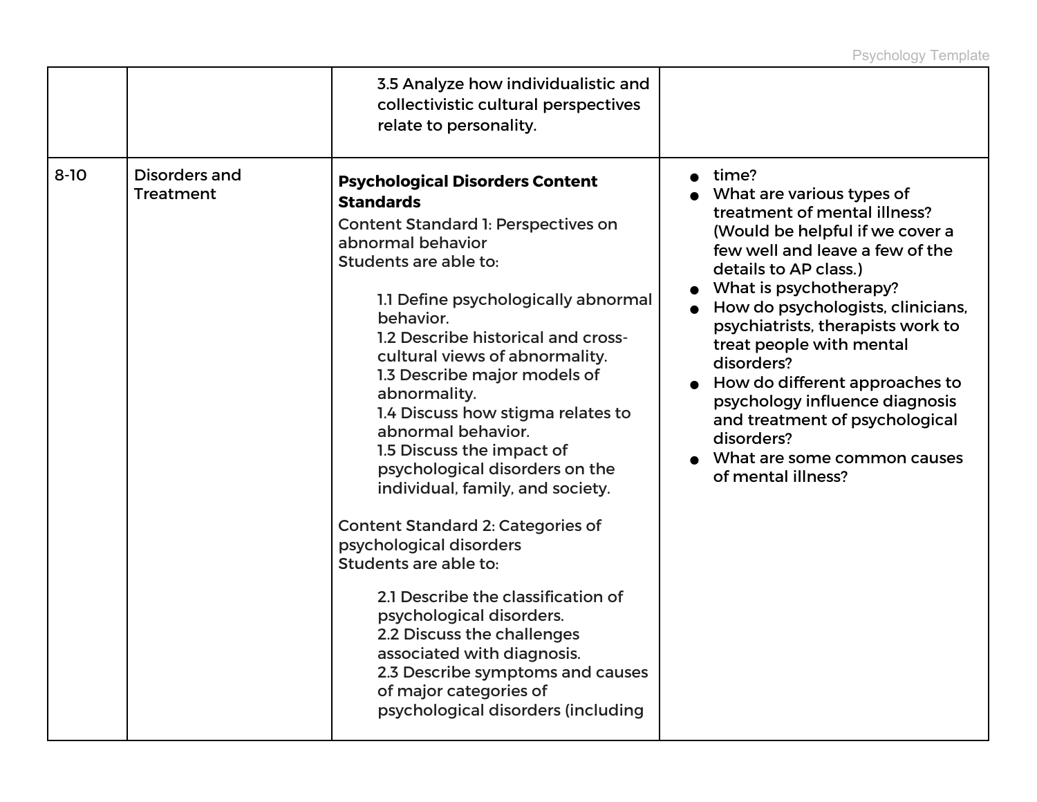| | | | |
|---|---|---|---|
| | | 3.5 Analyze how individualistic and collectivistic cultural perspectives relate to personality. | |
| 8-10 | Disorders and Treatment | **Psychological Disorders Content Standards**<br>Content Standard 1: Perspectives on abnormal behavior<br>Students are able to:<br><br>1.1 Define psychologically abnormal behavior.<br>1.2 Describe historical and cross-cultural views of abnormality.<br>1.3 Describe major models of abnormality.<br>1.4 Discuss how stigma relates to abnormal behavior.<br>1.5 Discuss the impact of psychological disorders on the individual, family, and society.<br><br>Content Standard 2: Categories of psychological disorders<br>Students are able to:<br><br>2.1 Describe the classification of psychological disorders.<br>2.2 Discuss the challenges associated with diagnosis.<br>2.3 Describe symptoms and causes of major categories of psychological disorders (including | • time?<br>• What are various types of treatment of mental illness? (Would be helpful if we cover a few well and leave a few of the details to AP class.)<br>• What is psychotherapy?<br>• How do psychologists, clinicians, psychiatrists, therapists work to treat people with mental disorders?<br>• How do different approaches to psychology influence diagnosis and treatment of psychological disorders?<br>• What are some common causes of mental illness? |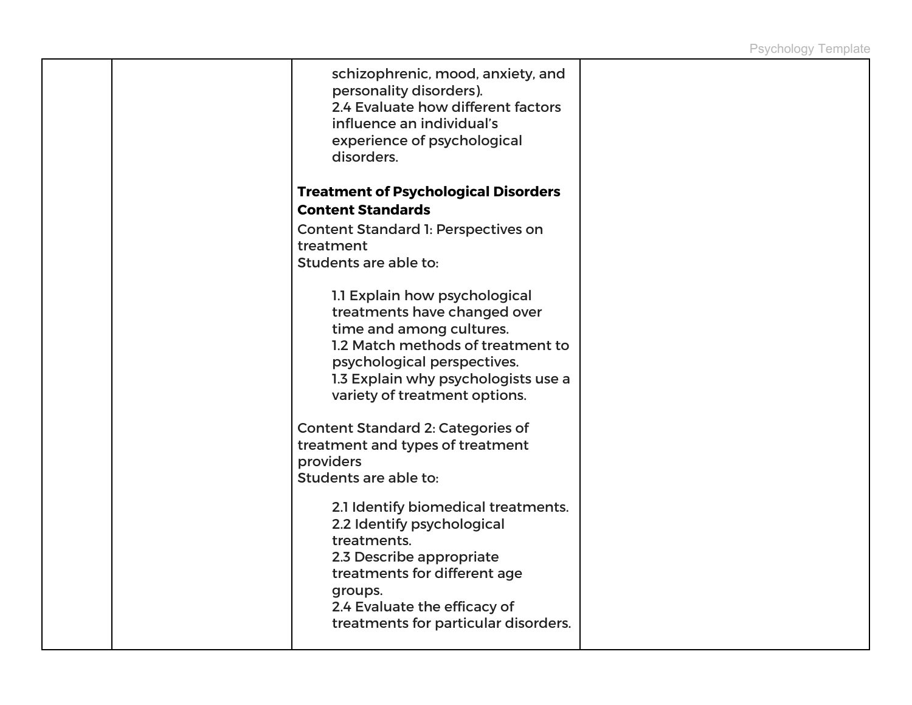| | | | |
|---|---|---|---|
| | | schizophrenic, mood, anxiety, and personality disorders).<br>2.4 Evaluate how different factors influence an individual's experience of psychological disorders.<br><br>**Treatment of Psychological Disorders Content Standards**<br>Content Standard 1: Perspectives on treatment<br>Students are able to:<br><br>1.1 Explain how psychological treatments have changed over time and among cultures.<br>1.2 Match methods of treatment to psychological perspectives.<br>1.3 Explain why psychologists use a variety of treatment options.<br><br>Content Standard 2: Categories of treatment and types of treatment providers<br>Students are able to:<br><br>2.1 Identify biomedical treatments.<br>2.2 Identify psychological treatments.<br>2.3 Describe appropriate treatments for different age groups.<br>2.4 Evaluate the efficacy of treatments for particular disorders. | |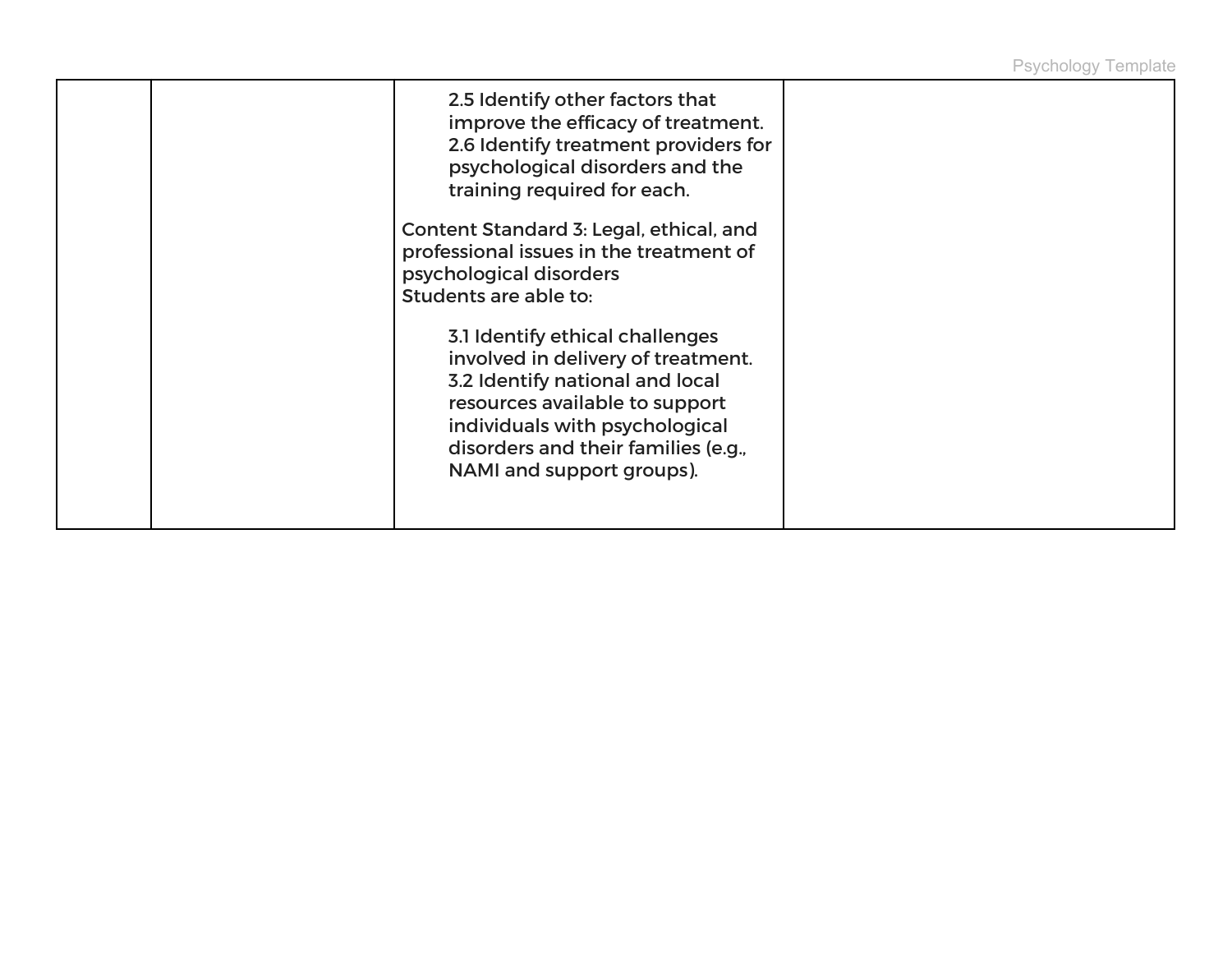| | | | |
|---|---|---|---|
| | | 2.5 Identify other factors that improve the efficacy of treatment.<br>2.6 Identify treatment providers for psychological disorders and the training required for each.<br><br>Content Standard 3: Legal, ethical, and professional issues in the treatment of psychological disorders<br>Students are able to:<br><br>3.1 Identify ethical challenges involved in delivery of treatment.<br>3.2 Identify national and local resources available to support individuals with psychological disorders and their families (e.g., NAMI and support groups). | |